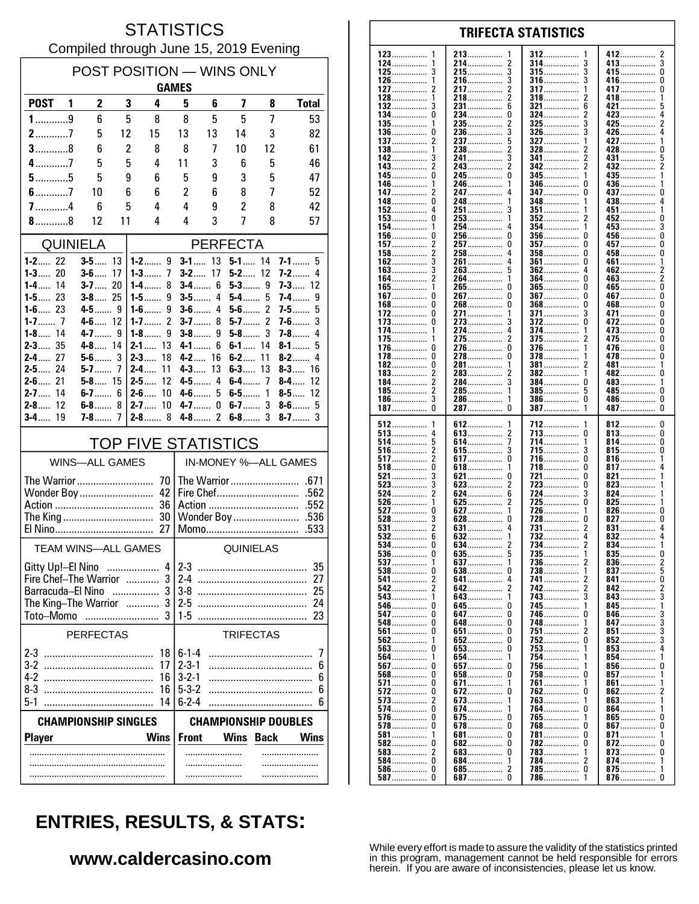# STATISTICS

Compiled through June 15, 2019 Evening

## POST POSITION — WINS ONLY

| | GAMES | | | | | | | | |
|---|---|---|---|---|---|---|---|---|---|
| **POST** | **1** | **2** | **3** | **4** | **5** | **6** | **7** | **8** | **Total** |
| **1** | 9 | 6 | 5 | 8 | 8 | 5 | 5 | 7 | 53 |
| **2** | 7 | 5 | 12 | 15 | 13 | 13 | 14 | 3 | 82 |
| **3** | 8 | 6 | 2 | 8 | 8 | 7 | 10 | 12 | 61 |
| **4** | 7 | 5 | 5 | 4 | 11 | 3 | 6 | 5 | 46 |
| **5** | 5 | 5 | 9 | 6 | 5 | 9 | 3 | 5 | 47 |
| **6** | 7 | 10 | 6 | 6 | 2 | 6 | 8 | 7 | 52 |
| **7** | 4 | 6 | 5 | 4 | 4 | 9 | 2 | 8 | 42 |
| **8** | 8 | 12 | 11 | 4 | 4 | 3 | 7 | 8 | 57 |

## QUINIELA

| | | | |
|---|---|---|---|
| **1-2** | 22 | **3-5** | 13 |
| **1-3** | 20 | **3-6** | 17 |
| **1-4** | 14 | **3-7** | 20 |
| **1-5** | 23 | **3-8** | 25 |
| **1-6** | 23 | **4-5** | 9 |
| **1-7** | 7 | **4-6** | 12 |
| **1-8** | 14 | **4-7** | 9 |
| **2-3** | 35 | **4-8** | 14 |
| **2-4** | 27 | **5-6** | 3 |
| **2-5** | 24 | **5-7** | 7 |
| **2-6** | 21 | **5-8** | 15 |
| **2-7** | 14 | **6-7** | 6 |
| **2-8** | 12 | **6-8** | 8 |
| **3-4** | 19 | **7-8** | 7 |

## PERFECTA

| | | | | | | | |
|---|---|---|---|---|---|---|---|
| **1-2** | 9 | **3-1** | 13 | **5-1** | 14 | **7-1** | 5 |
| **1-3** | 7 | **3-2** | 17 | **5-2** | 12 | **7-2** | 4 |
| **1-4** | 8 | **3-4** | 6 | **5-3** | 9 | **7-3** | 12 |
| **1-5** | 9 | **3-5** | 4 | **5-4** | 5 | **7-4** | 9 |
| **1-6** | 9 | **3-6** | 4 | **5-6** | 2 | **7-5** | 5 |
| **1-7** | 2 | **3-7** | 8 | **5-7** | 2 | **7-6** | 3 |
| **1-8** | 9 | **3-8** | 9 | **5-8** | 3 | **7-8** | 4 |
| **2-1** | 13 | **4-1** | 6 | **6-1** | 14 | **8-1** | 5 |
| **2-3** | 18 | **4-2** | 16 | **6-2** | 11 | **8-2** | 4 |
| **2-4** | 11 | **4-3** | 13 | **6-3** | 13 | **8-3** | 16 |
| **2-5** | 12 | **4-5** | 4 | **6-4** | 7 | **8-4** | 12 |
| **2-6** | 10 | **4-6** | 5 | **6-5** | 1 | **8-5** | 12 |
| **2-7** | 10 | **4-7** | 0 | **6-7** | 3 | **8-6** | 5 |
| **2-8** | 8 | **4-8** | 2 | **6-8** | 3 | **8-7** | 3 |

## TOP FIVE STATISTICS

| WINS—ALL GAMES | | IN-MONEY %—ALL GAMES | |
|---|---|---|---|
| The Warrior | 70 | The Warrior | .671 |
| Wonder Boy | 42 | Fire Chef | .562 |
| Action | 36 | Action | .552 |
| The King | 30 | Wonder Boy | .536 |
| El Nino | 27 | Momo | .533 |

| TEAM WINS—ALL GAMES | | QUINIELAS | |
|---|---|---|---|
| Gitty Up!–El Nino | 4 | 2-3 | 35 |
| Fire Chef–The Warrior | 3 | 2-4 | 27 |
| Barracuda–El Nino | 3 | 3-8 | 25 |
| The King–The Warrior | 3 | 2-5 | 24 |
| Toto–Momo | 3 | 1-5 | 23 |

| PERFECTAS | | TRIFECTAS | |
|---|---|---|---|
| 2-3 | 18 | 6-1-4 | 7 |
| 3-2 | 17 | 2-3-1 | 6 |
| 4-2 | 16 | 3-2-1 | 6 |
| 8-3 | 16 | 5-3-2 | 6 |
| 5-1 | 14 | 6-2-4 | 6 |

| CHAMPIONSHIP SINGLES | | CHAMPIONSHIP DOUBLES | | | |
|---|---|---|---|---|---|
| **Player** | **Wins** | **Front** | **Wins** | **Back** | **Wins** |
| | | | | | |
| | | | | | |
| | | | | | |

## TRIFECTA STATISTICS

| | | | | | | | |
|---|---|---|---|---|---|---|---|
| **123** | 1 | **213** | 1 | **312** | 1 | **412** | 2 |
| **124** | 1 | **214** | 2 | **314** | 3 | **413** | 3 |
| **125** | 3 | **215** | 3 | **315** | 3 | **415** | 0 |
| **126** | 1 | **216** | 3 | **316** | 3 | **416** | 0 |
| **127** | 2 | **217** | 2 | **317** | 1 | **417** | 0 |
| **128** | 1 | **218** | 2 | **318** | 2 | **418** | 1 |
| **132** | 3 | **231** | 6 | **321** | 6 | **421** | 5 |
| **134** | 0 | **234** | 0 | **324** | 2 | **423** | 4 |
| **135** | 1 | **235** | 2 | **325** | 3 | **425** | 2 |
| **136** | 0 | **236** | 3 | **326** | 3 | **426** | 4 |
| **137** | 2 | **237** | 5 | **327** | 1 | **427** | 1 |
| **138** | 1 | **238** | 2 | **328** | 2 | **428** | 0 |
| **142** | 3 | **241** | 3 | **341** | 2 | **431** | 5 |
| **143** | 2 | **243** | 2 | **342** | 2 | **432** | 2 |
| **145** | 0 | **245** | 0 | **345** | 1 | **435** | 1 |
| **146** | 1 | **246** | 1 | **346** | 0 | **436** | 1 |
| **147** | 2 | **247** | 4 | **347** | 0 | **437** | 0 |
| **148** | 0 | **248** | 1 | **348** | 1 | **438** | 4 |
| **152** | 4 | **251** | 3 | **351** | 1 | **451** | 1 |
| **153** | 0 | **253** | 1 | **352** | 2 | **452** | 0 |
| **154** | 1 | **254** | 4 | **354** | 1 | **453** | 3 |
| **156** | 0 | **256** | 0 | **356** | 0 | **456** | 0 |
| **157** | 2 | **257** | 0 | **357** | 0 | **457** | 0 |
| **158** | 2 | **258** | 4 | **358** | 0 | **458** | 0 |
| **162** | 3 | **261** | 4 | **361** | 0 | **461** | 1 |
| **163** | 3 | **263** | 5 | **362** | 4 | **462** | 2 |
| **164** | 2 | **264** | 1 | **364** | 0 | **463** | 2 |
| **165** | 1 | **265** | 0 | **365** | 0 | **465** | 0 |
| **167** | 0 | **267** | 0 | **367** | 0 | **467** | 0 |
| **168** | 0 | **268** | 0 | **368** | 0 | **468** | 0 |
| **172** | 0 | **271** | 1 | **371** | 3 | **471** | 0 |
| **173** | 0 | **273** | 3 | **372** | 0 | **472** | 0 |
| **174** | 1 | **274** | 4 | **374** | 1 | **473** | 0 |
| **175** | 1 | **275** | 2 | **375** | 2 | **475** | 0 |
| **176** | 0 | **276** | 0 | **376** | 1 | **476** | 0 |
| **178** | 0 | **278** | 0 | **378** | 1 | **478** | 0 |
| **182** | 0 | **281** | 1 | **381** | 2 | **481** | 1 |
| **183** | 2 | **283** | 2 | **382** | 1 | **482** | 0 |
| **184** | 2 | **284** | 3 | **384** | 0 | **483** | 1 |
| **185** | 2 | **285** | 1 | **385** | 5 | **485** | 0 |
| **186** | 3 | **286** | 1 | **386** | 0 | **486** | 0 |
| **187** | 0 | **287** | 0 | **387** | 1 | **487** | 0 |
| **512** | 1 | **612** | 1 | **712** | 1 | **812** | 0 |
| **513** | 4 | **613** | 2 | **713** | 0 | **813** | 0 |
| **514** | 5 | **614** | 7 | **714** | 1 | **814** | 0 |
| **516** | 2 | **615** | 3 | **715** | 3 | **815** | 0 |
| **517** | 2 | **617** | 0 | **716** | 0 | **816** | 1 |
| **518** | 0 | **618** | 1 | **718** | 0 | **817** | 4 |
| **521** | 3 | **621** | 0 | **721** | 0 | **821** | 1 |
| **523** | 3 | **623** | 2 | **723** | 0 | **823** | 1 |
| **524** | 2 | **624** | 6 | **724** | 3 | **824** | 1 |
| **526** | 1 | **625** | 2 | **725** | 0 | **825** | 1 |
| **527** | 0 | **627** | 1 | **726** | 1 | **826** | 0 |
| **528** | 3 | **628** | 0 | **728** | 0 | **827** | 0 |
| **531** | 2 | **631** | 4 | **731** | 2 | **831** | 4 |
| **532** | 6 | **632** | 1 | **732** | 4 | **832** | 4 |
| **534** | 0 | **634** | 2 | **734** | 2 | **834** | 1 |
| **536** | 0 | **635** | 5 | **735** | 1 | **835** | 0 |
| **537** | 1 | **637** | 1 | **736** | 2 | **836** | 2 |
| **538** | 0 | **638** | 0 | **738** | 1 | **837** | 5 |
| **541** | 2 | **641** | 4 | **741** | 2 | **841** | 0 |
| **542** | 2 | **642** | 2 | **742** | 2 | **842** | 2 |
| **543** | 1 | **643** | 1 | **743** | 3 | **843** | 3 |
| **546** | 0 | **645** | 0 | **745** | 1 | **845** | 1 |
| **547** | 0 | **647** | 0 | **746** | 0 | **846** | 3 |
| **548** | 0 | **648** | 0 | **748** | 1 | **847** | 3 |
| **561** | 0 | **651** | 0 | **751** | 2 | **851** | 3 |
| **562** | 1 | **652** | 0 | **752** | 0 | **852** | 3 |
| **563** | 0 | **653** | 0 | **753** | 1 | **853** | 4 |
| **564** | 1 | **654** | 1 | **754** | 1 | **854** | 1 |
| **567** | 0 | **657** | 0 | **756** | 1 | **856** | 0 |
| **568** | 0 | **658** | 0 | **758** | 0 | **857** | 1 |
| **571** | 0 | **671** | 1 | **761** | 1 | **861** | 1 |
| **572** | 0 | **672** | 0 | **762** | 0 | **862** | 2 |
| **573** | 2 | **673** | 1 | **763** | 1 | **863** | 1 |
| **574** | 0 | **674** | 1 | **764** | 0 | **864** | 1 |
| **576** | 0 | **675** | 0 | **765** | 1 | **865** | 0 |
| **578** | 0 | **678** | 0 | **768** | 0 | **867** | 0 |
| **581** | 1 | **681** | 0 | **781** | 0 | **871** | 1 |
| **582** | 0 | **682** | 0 | **782** | 0 | **872** | 0 |
| **583** | 2 | **683** | 0 | **783** | 1 | **873** | 0 |
| **584** | 0 | **684** | 1 | **784** | 2 | **874** | 1 |
| **586** | 0 | **685** | 2 | **785** | 0 | **875** | 1 |
| **587** | 0 | **687** | 0 | **786** | 1 | **876** | 0 |

## ENTRIES, RESULTS, & STATS:

**www.caldercasino.com**

While every effort is made to assure the validity of the statistics printed in this program, management cannot be held responsible for errors herein. If you are aware of inconsistencies, please let us know.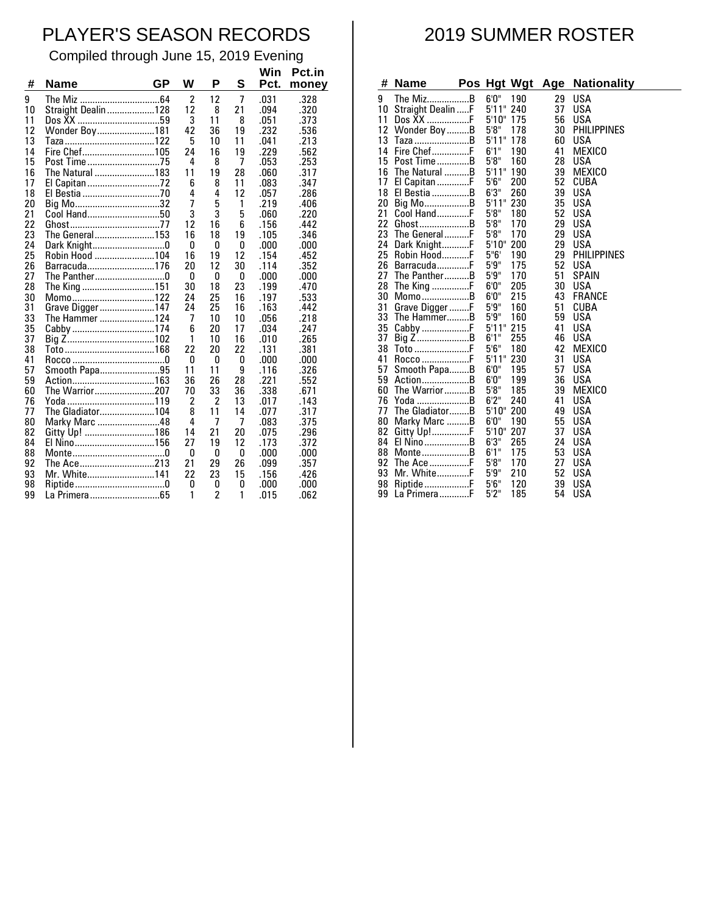# PLAYER'S SEASON RECORDS

Compiled through June 15, 2019 Evening

| # | Name | GP | W | P | S | Win Pct. | Pct.in money |
|---|---|---|---|---|---|---|---|
| 9 | The Miz | 64 | 2 | 12 | 7 | .031 | .328 |
| 10 | Straight Dealin | 128 | 12 | 8 | 21 | .094 | .320 |
| 11 | Dos XX | 59 | 3 | 11 | 8 | .051 | .373 |
| 12 | Wonder Boy | 181 | 42 | 36 | 19 | .232 | .536 |
| 13 | Taza | 122 | 5 | 10 | 11 | .041 | .213 |
| 14 | Fire Chef | 105 | 24 | 16 | 19 | .229 | .562 |
| 15 | Post Time | 75 | 4 | 8 | 7 | .053 | .253 |
| 16 | The Natural | 183 | 11 | 19 | 28 | .060 | .317 |
| 17 | El Capitan | 72 | 6 | 8 | 11 | .083 | .347 |
| 18 | El Bestia | 70 | 4 | 4 | 12 | .057 | .286 |
| 20 | Big Mo | 32 | 7 | 5 | 1 | .219 | .406 |
| 21 | Cool Hand | 50 | 3 | 3 | 5 | .060 | .220 |
| 22 | Ghost | 77 | 12 | 16 | 6 | .156 | .442 |
| 23 | The General | 153 | 16 | 18 | 19 | .105 | .346 |
| 24 | Dark Knight | 0 | 0 | 0 | 0 | .000 | .000 |
| 25 | Robin Hood | 104 | 16 | 19 | 12 | .154 | .452 |
| 26 | Barracuda | 176 | 20 | 12 | 30 | .114 | .352 |
| 27 | The Panther | 0 | 0 | 0 | 0 | .000 | .000 |
| 28 | The King | 151 | 30 | 18 | 23 | .199 | .470 |
| 30 | Momo | 122 | 24 | 25 | 16 | .197 | .533 |
| 31 | Grave Digger | 147 | 24 | 25 | 16 | .163 | .442 |
| 33 | The Hammer | 124 | 7 | 10 | 10 | .056 | .218 |
| 35 | Cabby | 174 | 6 | 20 | 17 | .034 | .247 |
| 37 | Big Z | 102 | 1 | 10 | 16 | .010 | .265 |
| 38 | Toto | 168 | 22 | 20 | 22 | .131 | .381 |
| 41 | Rocco | 0 | 0 | 0 | 0 | .000 | .000 |
| 57 | Smooth Papa | 95 | 11 | 11 | 9 | .116 | .326 |
| 59 | Action | 163 | 36 | 26 | 28 | .221 | .552 |
| 60 | The Warrior | 207 | 70 | 33 | 36 | .338 | .671 |
| 76 | Yoda | 119 | 2 | 2 | 13 | .017 | .143 |
| 77 | The Gladiator | 104 | 8 | 11 | 14 | .077 | .317 |
| 80 | Marky Marc | 48 | 4 | 7 | 7 | .083 | .375 |
| 82 | Gitty Up! | 186 | 14 | 21 | 20 | .075 | .296 |
| 84 | El Nino | 156 | 27 | 19 | 12 | .173 | .372 |
| 88 | Monte | 0 | 0 | 0 | 0 | .000 | .000 |
| 92 | The Ace | 213 | 21 | 29 | 26 | .099 | .357 |
| 93 | Mr. White | 141 | 22 | 23 | 15 | .156 | .426 |
| 98 | Riptide | 0 | 0 | 0 | 0 | .000 | .000 |
| 99 | La Primera | 65 | 1 | 2 | 1 | .015 | .062 |

# 2019 SUMMER ROSTER

| # | Name | Pos | Hgt | Wgt | Age | Nationality |
|---|---|---|---|---|---|---|
| 9 | The Miz | B | 6'0" | 190 | 29 | USA |
| 10 | Straight Dealin | F | 5'11" | 240 | 37 | USA |
| 11 | Dos XX | B | 5'10" | 175 | 56 | USA |
| 12 | Wonder Boy | B | 5'8" | 178 | 30 | PHILIPPINES |
| 13 | Taza | B | 5'11" | 178 | 60 | USA |
| 14 | Fire Chef | F | 6'1" | 190 | 41 | MEXICO |
| 15 | Post Time | B | 5'8" | 160 | 28 | USA |
| 16 | The Natural | B | 5'11" | 190 | 39 | MEXICO |
| 17 | El Capitan | F | 5'6" | 200 | 52 | CUBA |
| 18 | El Bestia | B | 6'3" | 260 | 39 | USA |
| 20 | Big Mo | B | 5'11" | 230 | 35 | USA |
| 21 | Cool Hand | F | 5'8" | 180 | 52 | USA |
| 22 | Ghost | B | 5'8" | 170 | 29 | USA |
| 23 | The General | F | 5'8" | 170 | 29 | USA |
| 24 | Dark Knight | F | 5'10" | 200 | 29 | USA |
| 25 | Robin Hood | F | 5"6' | 190 | 29 | PHILIPPINES |
| 26 | Barracuda | F | 5'9" | 175 | 52 | USA |
| 27 | The Panther | B | 5'9" | 170 | 51 | SPAIN |
| 28 | The King | F | 6'0" | 205 | 30 | USA |
| 30 | Momo | B | 6'0" | 215 | 43 | FRANCE |
| 31 | Grave Digger | F | 5'9" | 160 | 51 | CUBA |
| 33 | The Hammer | B | 5'9" | 160 | 59 | USA |
| 35 | Cabby | F | 5'11" | 215 | 41 | USA |
| 37 | Big Z | B | 6'1" | 255 | 46 | USA |
| 38 | Toto | F | 5'6" | 180 | 42 | MEXICO |
| 41 | Rocco | F | 5'11" | 230 | 31 | USA |
| 57 | Smooth Papa | B | 6'0" | 195 | 57 | USA |
| 59 | Action | B | 6'0" | 199 | 36 | USA |
| 60 | The Warrior | B | 5'8" | 185 | 39 | MEXICO |
| 76 | Yoda | B | 6'2" | 240 | 41 | USA |
| 77 | The Gladiator | B | 5'10" | 200 | 49 | USA |
| 80 | Marky Marc | B | 6'0" | 190 | 55 | USA |
| 82 | Gitty Up! | F | 5'10" | 207 | 37 | USA |
| 84 | El Nino | B | 6'3" | 265 | 24 | USA |
| 88 | Monte | B | 6'1" | 175 | 53 | USA |
| 92 | The Ace | F | 5'8" | 170 | 27 | USA |
| 93 | Mr. White | F | 5'9" | 210 | 52 | USA |
| 98 | Riptide | F | 5'6" | 120 | 39 | USA |
| 99 | La Primera | F | 5'2" | 185 | 54 | USA |